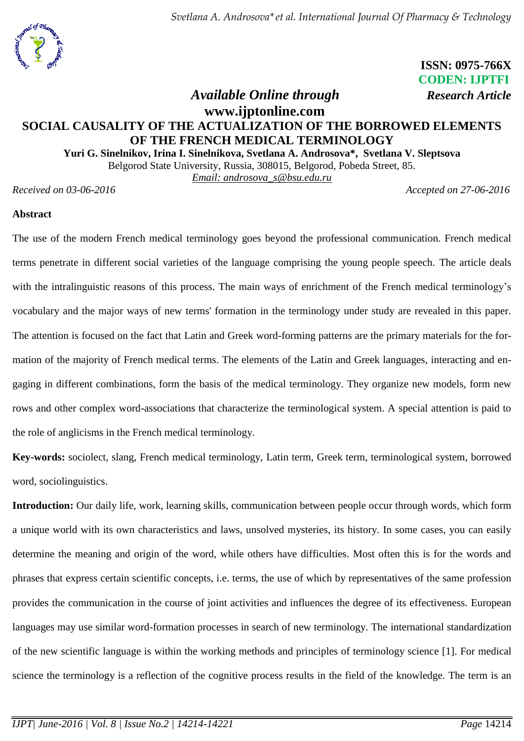**ISSN: 0975-766X**
**CODEN: IJPTFI**

*Available Online through* *Research Article*

**www.ijptonline.com**

# SOCIAL CAUSALITY OF THE ACTUALIZATION OF THE BORROWED ELEMENTS OF THE FRENCH MEDICAL TERMINOLOGY

**Yuri G. Sinelnikov, Irina I. Sinelnikova, Svetlana A. Androsova\*, Svetlana V. Sleptsova**

Belgorod State University, Russia, 308015, Belgorod, Pobeda Street, 85.

*Email: androsova_s@bsu.edu.ru*

*Received on 03-06-2016* *Accepted on 27-06-2016*

## Abstract

The use of the modern French medical terminology goes beyond the professional communication. French medical terms penetrate in different social varieties of the language comprising the young people speech. The article deals with the intralinguistic reasons of this process. The main ways of enrichment of the French medical terminology's vocabulary and the major ways of new terms' formation in the terminology under study are revealed in this paper. The attention is focused on the fact that Latin and Greek word-forming patterns are the primary materials for the formation of the majority of French medical terms. The elements of the Latin and Greek languages, interacting and engaging in different combinations, form the basis of the medical terminology. They organize new models, form new rows and other complex word-associations that characterize the terminological system. A special attention is paid to the role of anglicisms in the French medical terminology.

**Key-words:** sociolect, slang, French medical terminology, Latin term, Greek term, terminological system, borrowed word, sociolinguistics.

**Introduction:** Our daily life, work, learning skills, communication between people occur through words, which form a unique world with its own characteristics and laws, unsolved mysteries, its history. In some cases, you can easily determine the meaning and origin of the word, while others have difficulties. Most often this is for the words and phrases that express certain scientific concepts, i.e. terms, the use of which by representatives of the same profession provides the communication in the course of joint activities and influences the degree of its effectiveness. European languages may use similar word-formation processes in search of new terminology. The international standardization of the new scientific language is within the working methods and principles of terminology science [1]. For medical science the terminology is a reflection of the cognitive process results in the field of the knowledge. The term is an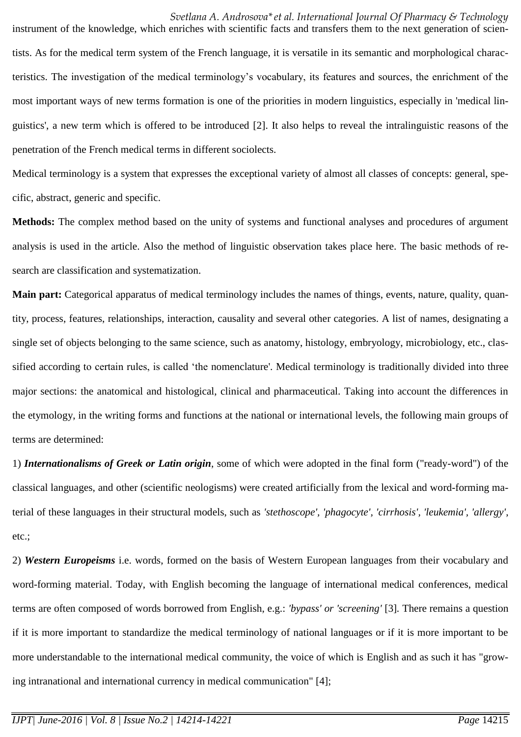instrument of the knowledge, which enriches with scientific facts and transfers them to the next generation of scientists. As for the medical term system of the French language, it is versatile in its semantic and morphological characteristics. The investigation of the medical terminology's vocabulary, its features and sources, the enrichment of the most important ways of new terms formation is one of the priorities in modern linguistics, especially in 'medical linguistics', a new term which is offered to be introduced [2]. It also helps to reveal the intralinguistic reasons of the penetration of the French medical terms in different sociolects.

Medical terminology is a system that expresses the exceptional variety of almost all classes of concepts: general, specific, abstract, generic and specific.

**Methods:** The complex method based on the unity of systems and functional analyses and procedures of argument analysis is used in the article. Also the method of linguistic observation takes place here. The basic methods of research are classification and systematization.

**Main part:** Categorical apparatus of medical terminology includes the names of things, events, nature, quality, quantity, process, features, relationships, interaction, causality and several other categories. A list of names, designating a single set of objects belonging to the same science, such as anatomy, histology, embryology, microbiology, etc., classified according to certain rules, is called 'the nomenclature'. Medical terminology is traditionally divided into three major sections: the anatomical and histological, clinical and pharmaceutical. Taking into account the differences in the etymology, in the writing forms and functions at the national or international levels, the following main groups of terms are determined:

1) ***Internationalisms of Greek or Latin origin***, some of which were adopted in the final form ("ready-word") of the classical languages, and other (scientific neologisms) were created artificially from the lexical and word-forming material of these languages in their structural models, such as *'stethoscope'*, *'phagocyte'*, *'cirrhosis'*, *'leukemia'*, *'allergy'*, etc.;

2) ***Western Europeisms*** i.e. words, formed on the basis of Western European languages from their vocabulary and word-forming material. Today, with English becoming the language of international medical conferences, medical terms are often composed of words borrowed from English, e.g.: *'bypass' or 'screening'* [3]. There remains a question if it is more important to standardize the medical terminology of national languages or if it is more important to be more understandable to the international medical community, the voice of which is English and as such it has "growing intranational and international currency in medical communication" [4];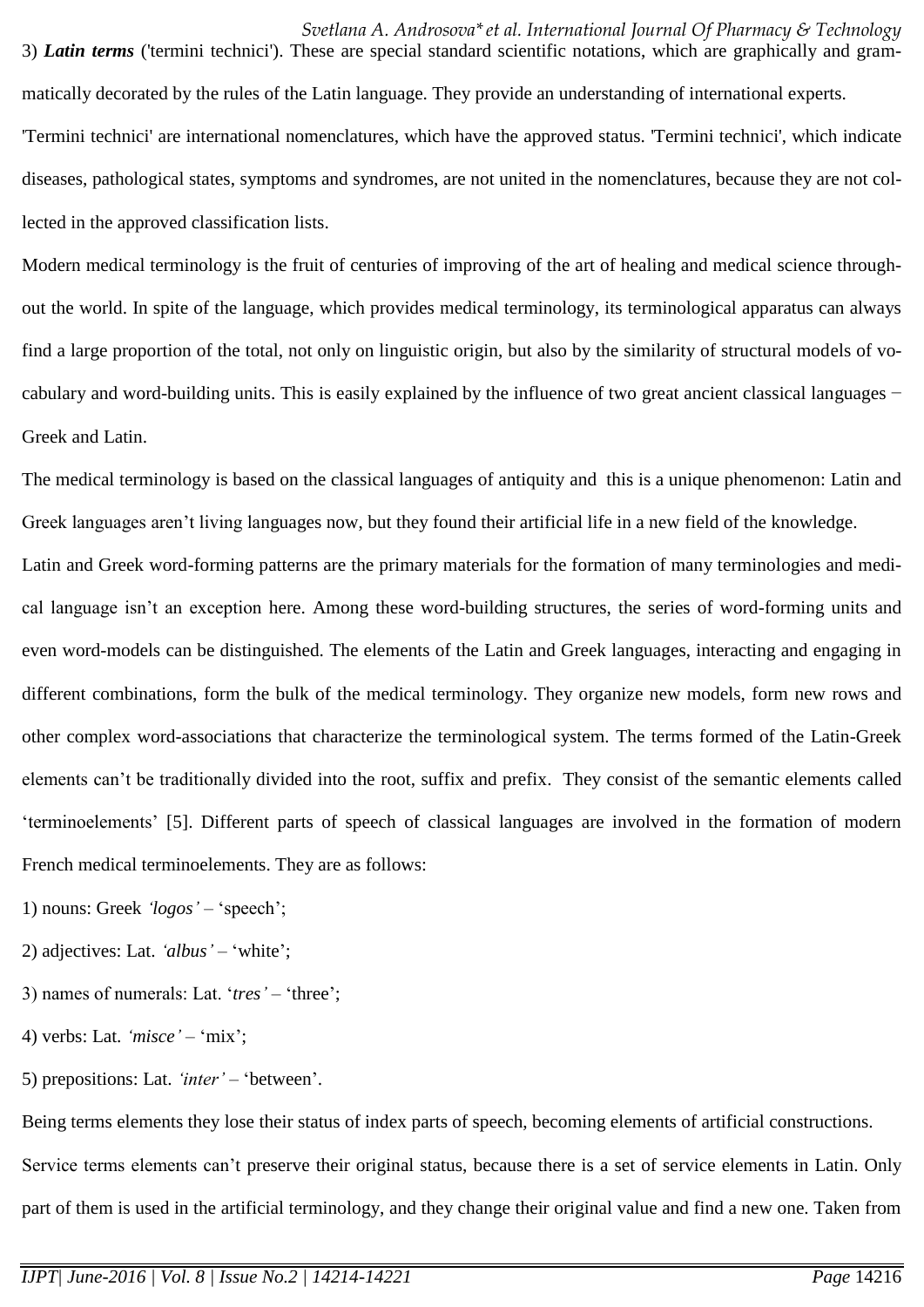3) ***Latin terms*** ('termini technici'). These are special standard scientific notations, which are graphically and grammatically decorated by the rules of the Latin language. They provide an understanding of international experts.

'Termini technici' are international nomenclatures, which have the approved status. 'Termini technici', which indicate diseases, pathological states, symptoms and syndromes, are not united in the nomenclatures, because they are not collected in the approved classification lists.

Modern medical terminology is the fruit of centuries of improving of the art of healing and medical science throughout the world. In spite of the language, which provides medical terminology, its terminological apparatus can always find a large proportion of the total, not only on linguistic origin, but also by the similarity of structural models of vocabulary and word-building units. This is easily explained by the influence of two great ancient classical languages − Greek and Latin.

The medical terminology is based on the classical languages of antiquity and this is a unique phenomenon: Latin and Greek languages aren't living languages now, but they found their artificial life in a new field of the knowledge.

Latin and Greek word-forming patterns are the primary materials for the formation of many terminologies and medical language isn't an exception here. Among these word-building structures, the series of word-forming units and even word-models can be distinguished. The elements of the Latin and Greek languages, interacting and engaging in different combinations, form the bulk of the medical terminology. They organize new models, form new rows and other complex word-associations that characterize the terminological system. The terms formed of the Latin-Greek elements can't be traditionally divided into the root, suffix and prefix. They consist of the semantic elements called 'terminoelements' [5]. Different parts of speech of classical languages are involved in the formation of modern French medical terminoelements. They are as follows:

1) nouns: Greek *'logos'* – 'speech';

2) adjectives: Lat. *'albus'* – 'white';

3) names of numerals: Lat. '*tres'* – 'three';

4) verbs: Lat. *'misce'* – 'mix';

5) prepositions: Lat. *'inter'* – 'between'.

Being terms elements they lose their status of index parts of speech, becoming elements of artificial constructions.

Service terms elements can't preserve their original status, because there is a set of service elements in Latin. Only part of them is used in the artificial terminology, and they change their original value and find a new one. Taken from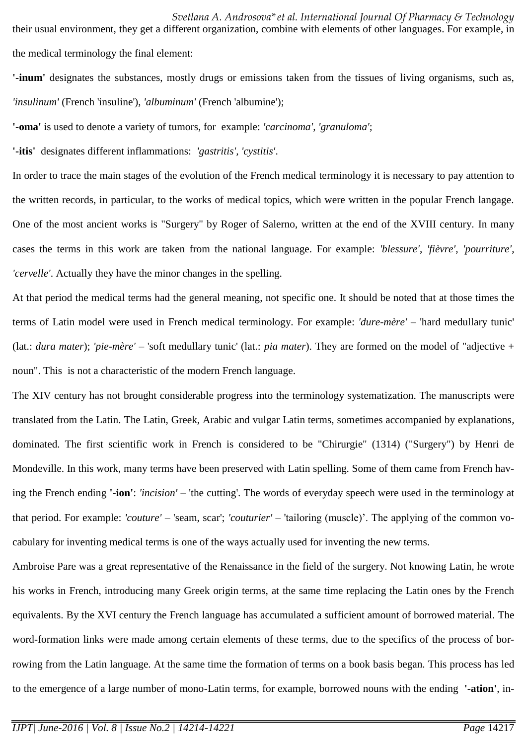their usual environment, they get a different organization, combine with elements of other languages. For example, in the medical terminology the final element:

**'-inum'** designates the substances, mostly drugs or emissions taken from the tissues of living organisms, such as, *'insulinum'* (French 'insuline'), *'albuminum'* (French 'albumine');

**'-oma'** is used to denote a variety of tumors, for example: *'carcinoma'*, *'granuloma'*;

**'-itis'** designates different inflammations: *'gastritis'*, *'cystitis'*.

In order to trace the main stages of the evolution of the French medical terminology it is necessary to pay attention to the written records, in particular, to the works of medical topics, which were written in the popular French langage. One of the most ancient works is "Surgery" by Roger of Salerno, written at the end of the XVIII century. In many cases the terms in this work are taken from the national language. For example: *'blessure'*, *'fièvre'*, *'pourriture'*, *'cervelle'*. Actually they have the minor changes in the spelling.

At that period the medical terms had the general meaning, not specific one. It should be noted that at those times the terms of Latin model were used in French medical terminology. For example: *'dure-mère'* – 'hard medullary tunic' (lat.: *dura mater*); *'pie-mère'* – 'soft medullary tunic' (lat.: *pia mater*). They are formed on the model of "adjective + noun". This is not a characteristic of the modern French language.

The XIV century has not brought considerable progress into the terminology systematization. The manuscripts were translated from the Latin. The Latin, Greek, Arabic and vulgar Latin terms, sometimes accompanied by explanations, dominated. The first scientific work in French is considered to be "Chirurgie" (1314) ("Surgery") by Henri de Mondeville. In this work, many terms have been preserved with Latin spelling. Some of them came from French having the French ending **'-ion'**: *'incision'* – 'the cutting'. The words of everyday speech were used in the terminology at that period. For example: *'couture'* – 'seam, scar'; *'couturier'* – 'tailoring (muscle)'. The applying of the common vocabulary for inventing medical terms is one of the ways actually used for inventing the new terms.

Ambroise Pare was a great representative of the Renaissance in the field of the surgery. Not knowing Latin, he wrote his works in French, introducing many Greek origin terms, at the same time replacing the Latin ones by the French equivalents. By the XVI century the French language has accumulated a sufficient amount of borrowed material. The word-formation links were made among certain elements of these terms, due to the specifics of the process of borrowing from the Latin language. At the same time the formation of terms on a book basis began. This process has led to the emergence of a large number of mono-Latin terms, for example, borrowed nouns with the ending **'-ation'**, in-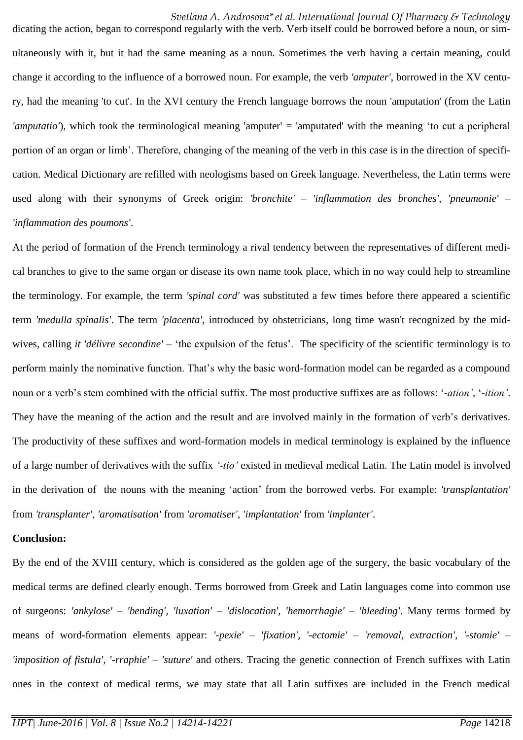dicating the action, began to correspond regularly with the verb. Verb itself could be borrowed before a noun, or simultaneously with it, but it had the same meaning as a noun. Sometimes the verb having a certain meaning, could change it according to the influence of a borrowed noun. For example, the verb *'amputer'*, borrowed in the XV century, had the meaning 'to cut'. In the XVI century the French language borrows the noun 'amputation' (from the Latin *'amputatio'*), which took the terminological meaning 'amputer' = 'amputated' with the meaning 'to cut a peripheral portion of an organ or limb'. Therefore, changing of the meaning of the verb in this case is in the direction of specification. Medical Dictionary are refilled with neologisms based on Greek language. Nevertheless, the Latin terms were used along with their synonyms of Greek origin: *'bronchite'* – *'inflammation des bronches'*, *'pneumonie'* – *'inflammation des poumons'*.

At the period of formation of the French terminology a rival tendency between the representatives of different medical branches to give to the same organ or disease its own name took place, which in no way could help to streamline the terminology. For example, the term *'spinal cord'* was substituted a few times before there appeared a scientific term *'medulla spinalis'*. The term *'placenta'*, introduced by obstetricians, long time wasn't recognized by the midwives, calling *it 'délivre secondine'* – 'the expulsion of the fetus'. The specificity of the scientific terminology is to perform mainly the nominative function. That's why the basic word-formation model can be regarded as a compound noun or a verb's stem combined with the official suffix. The most productive suffixes are as follows: '*-ation'*, '*-ition'*. They have the meaning of the action and the result and are involved mainly in the formation of verb's derivatives. The productivity of these suffixes and word-formation models in medical terminology is explained by the influence of a large number of derivatives with the suffix *'-tio'* existed in medieval medical Latin. The Latin model is involved in the derivation of the nouns with the meaning 'action' from the borrowed verbs. For example: *'transplantation'* from *'transplanter'*, *'aromatisation'* from *'aromatiser'*, *'implantation'* from *'implanter'*.

**Conclusion:**

By the end of the XVIII century, which is considered as the golden age of the surgery, the basic vocabulary of the medical terms are defined clearly enough. Terms borrowed from Greek and Latin languages come into common use of surgeons: *'ankylose'* – *'bending'*, *'luxation'* – *'dislocation'*, *'hemorrhagie'* – *'bleeding'*. Many terms formed by means of word-formation elements appear: *'-pexie'* – *'fixation'*, *'-ectomie'* – *'removal, extraction'*, *'-stomie'* – *'imposition of fistula'*, *'-rraphie'* – *'suture'* and others. Tracing the genetic connection of French suffixes with Latin ones in the context of medical terms, we may state that all Latin suffixes are included in the French medical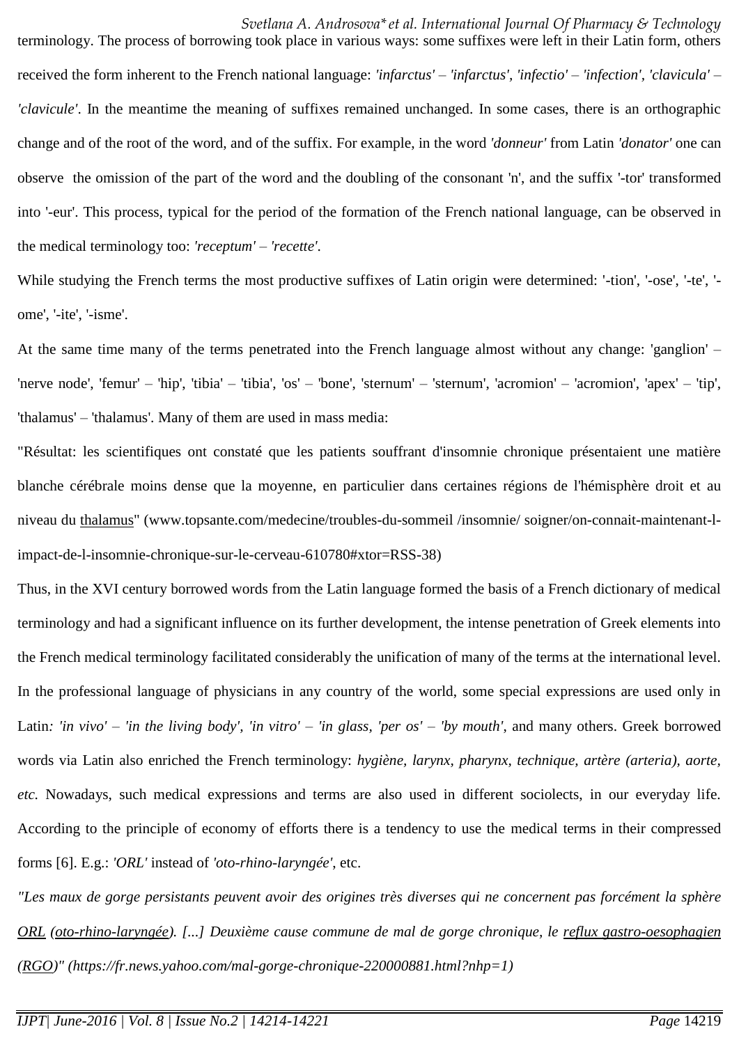terminology. The process of borrowing took place in various ways: some suffixes were left in their Latin form, others received the form inherent to the French national language: *'infarctus'* – *'infarctus'*, *'infectio'* – *'infection'*, *'clavicula'* – *'clavicule'*. In the meantime the meaning of suffixes remained unchanged. In some cases, there is an orthographic change and of the root of the word, and of the suffix. For example, in the word *'donneur'* from Latin *'donator'* one can observe the omission of the part of the word and the doubling of the consonant 'n', and the suffix '-tor' transformed into '-eur'. This process, typical for the period of the formation of the French national language, can be observed in the medical terminology too: *'receptum'* – *'recette'*.

While studying the French terms the most productive suffixes of Latin origin were determined: '-tion', '-ose', '-te', '-ome', '-ite', '-isme'.

At the same time many of the terms penetrated into the French language almost without any change: 'ganglion' – 'nerve node', 'femur' – 'hip', 'tibia' – 'tibia', 'os' – 'bone', 'sternum' – 'sternum', 'acromion' – 'acromion', 'apex' – 'tip', 'thalamus' – 'thalamus'. Many of them are used in mass media:

"Résultat: les scientifiques ont constaté que les patients souffrant d'insomnie chronique présentaient une matière blanche cérébrale moins dense que la moyenne, en particulier dans certaines régions de l'hémisphère droit et au niveau du <u>thalamus</u>" (www.topsante.com/medecine/troubles-du-sommeil /insomnie/ soigner/on-connait-maintenant-l-impact-de-l-insomnie-chronique-sur-le-cerveau-610780#xtor=RSS-38)

Thus, in the XVI century borrowed words from the Latin language formed the basis of a French dictionary of medical terminology and had a significant influence on its further development, the intense penetration of Greek elements into the French medical terminology facilitated considerably the unification of many of the terms at the international level. In the professional language of physicians in any country of the world, some special expressions are used only in Latin*: 'in vivo'* – *'in the living body'*, *'in vitro'* – *'in glass*, *'per os'* – *'by mouth'*, and many others. Greek borrowed words via Latin also enriched the French terminology: *hygiène, larynx, pharynx, technique, artère (arteria), aorte, etc.* Nowadays, such medical expressions and terms are also used in different sociolects, in our everyday life. According to the principle of economy of efforts there is a tendency to use the medical terms in their compressed forms [6]. E.g.: *'ORL'* instead of *'oto-rhino-laryngée'*, etc.

*"Les maux de gorge persistants peuvent avoir des origines très diverses qui ne concernent pas forcément la sphère <u>ORL</u> (<u>oto-rhino-laryngée</u>). [...] Deuxième cause commune de mal de gorge chronique, le <u>reflux gastro-oesophagien</u> (<u>RGO</u>)" (https://fr.news.yahoo.com/mal-gorge-chronique-220000881.html?nhp=1)*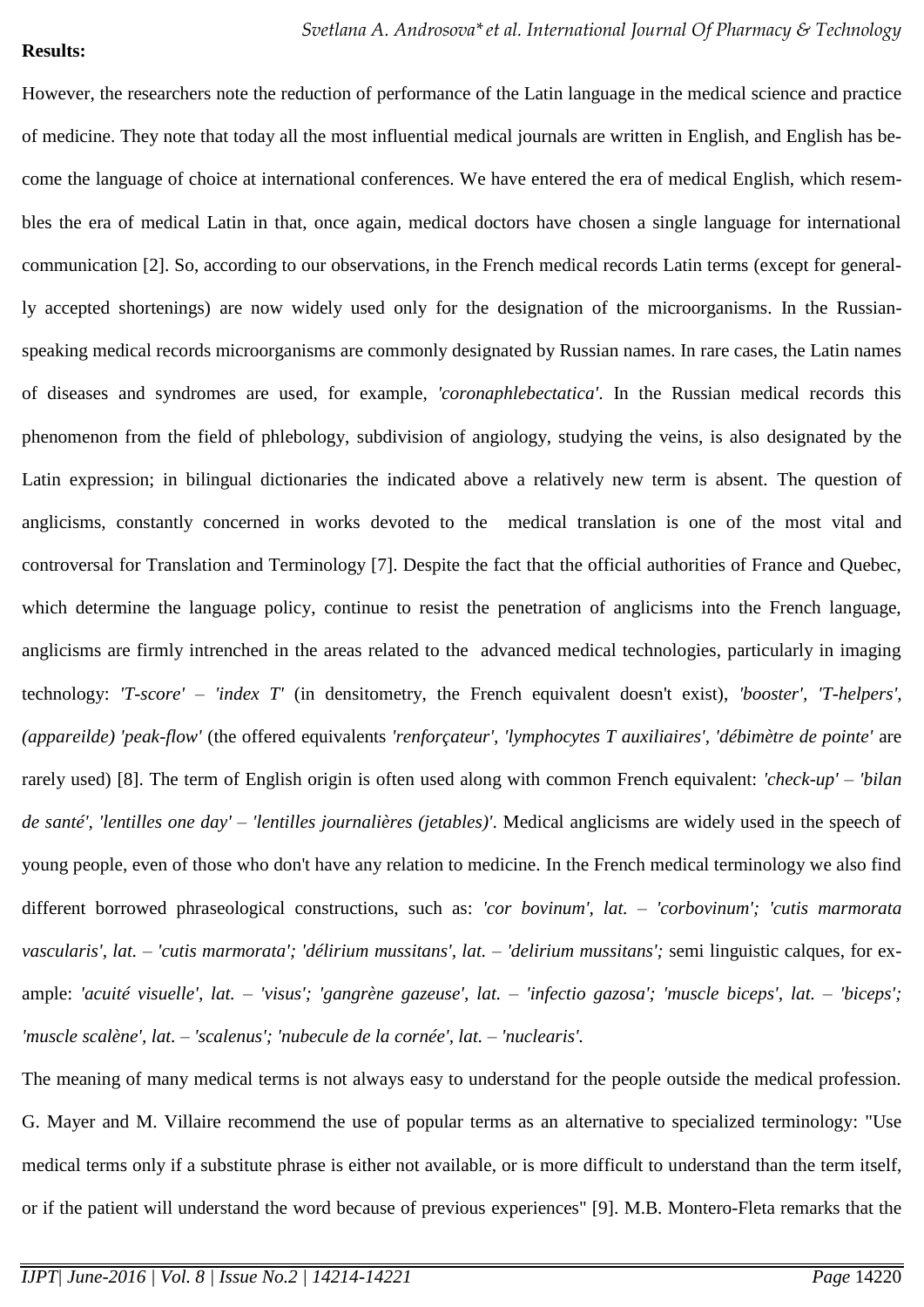**Results:**

However, the researchers note the reduction of performance of the Latin language in the medical science and practice of medicine. They note that today all the most influential medical journals are written in English, and English has become the language of choice at international conferences. We have entered the era of medical English, which resembles the era of medical Latin in that, once again, medical doctors have chosen a single language for international communication [2]. So, according to our observations, in the French medical records Latin terms (except for generally accepted shortenings) are now widely used only for the designation of the microorganisms. In the Russian-speaking medical records microorganisms are commonly designated by Russian names. In rare cases, the Latin names of diseases and syndromes are used, for example, *'coronaphlebectatica'*. In the Russian medical records this phenomenon from the field of phlebology, subdivision of angiology, studying the veins, is also designated by the Latin expression; in bilingual dictionaries the indicated above a relatively new term is absent. The question of anglicisms, constantly concerned in works devoted to the medical translation is one of the most vital and controversal for Translation and Terminology [7]. Despite the fact that the official authorities of France and Quebec, which determine the language policy, continue to resist the penetration of anglicisms into the French language, anglicisms are firmly intrenched in the areas related to the advanced medical technologies, particularly in imaging technology: *'T-score'* – *'index T'* (in densitometry, the French equivalent doesn't exist), *'booster', 'T-helpers', (appareilde) 'peak-flow'* (the offered equivalents *'renforçateur', 'lymphocytes T auxiliaires', 'débimètre de pointe'* are rarely used) [8]. The term of English origin is often used along with common French equivalent: *'check-up'* – *'bilan de santé', 'lentilles one day'* – *'lentilles journalières (jetables)'*. Medical anglicisms are widely used in the speech of young people, even of those who don't have any relation to medicine. In the French medical terminology we also find different borrowed phraseological constructions, such as: *'cor bovinum', lat. – 'corbovinum'; 'cutis marmorata vascularis', lat. – 'cutis marmorata'; 'délirium mussitans', lat. – 'delirium mussitans';* semi linguistic calques, for example: *'acuité visuelle', lat. – 'visus'; 'gangrène gazeuse', lat. – 'infectio gazosa'; 'muscle biceps', lat. – 'biceps'; 'muscle scalène', lat. – 'scalenus'; 'nubecule de la cornée', lat. – 'nuclearis'.*

The meaning of many medical terms is not always easy to understand for the people outside the medical profession. G. Mayer and M. Villaire recommend the use of popular terms as an alternative to specialized terminology: "Use medical terms only if a substitute phrase is either not available, or is more difficult to understand than the term itself, or if the patient will understand the word because of previous experiences" [9]. M.B. Montero-Fleta remarks that the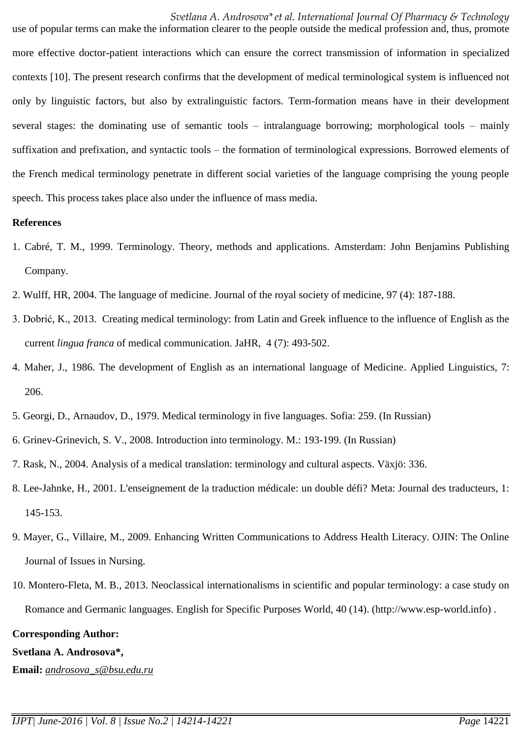use of popular terms can make the information clearer to the people outside the medical profession and, thus, promote more effective doctor-patient interactions which can ensure the correct transmission of information in specialized contexts [10]. The present research confirms that the development of medical terminological system is influenced not only by linguistic factors, but also by extralinguistic factors. Term-formation means have in their development several stages: the dominating use of semantic tools – intralanguage borrowing; morphological tools – mainly suffixation and prefixation, and syntactic tools – the formation of terminological expressions. Borrowed elements of the French medical terminology penetrate in different social varieties of the language comprising the young people speech. This process takes place also under the influence of mass media.

**References**

1. Cabré, T. M., 1999. Terminology. Theory, methods and applications. Amsterdam: John Benjamins Publishing Company.
2. Wulff, HR, 2004. The language of medicine. Journal of the royal society of medicine, 97 (4): 187-188.
3. Dobrić, K., 2013. Creating medical terminology: from Latin and Greek influence to the influence of English as the current *lingua franca* of medical communication. JaHR, 4 (7): 493-502.
4. Maher, J., 1986. The development of English as an international language of Medicine. Applied Linguistics, 7: 206.
5. Georgi, D., Arnaudov, D., 1979. Medical terminology in five languages. Sofia: 259. (In Russian)
6. Grinev-Grinevich, S. V., 2008. Introduction into terminology. M.: 193-199. (In Russian)
7. Rask, N., 2004. Analysis of a medical translation: terminology and cultural aspects. Växjö: 336.
8. Lee-Jahnke, H., 2001. L'enseignement de la traduction médicale: un double défi? Meta: Journal des traducteurs, 1: 145-153.
9. Mayer, G., Villaire, M., 2009. Enhancing Written Communications to Address Health Literacy. OJIN: The Online Journal of Issues in Nursing.
10. Montero-Fleta, M. B., 2013. Neoclassical internationalisms in scientific and popular terminology: a case study on Romance and Germanic languages. English for Specific Purposes World, 40 (14). (http://www.esp-world.info) .

**Corresponding Author:**

**Svetlana A. Androsova\*,**

**Email:** *androsova_s@bsu.edu.ru*